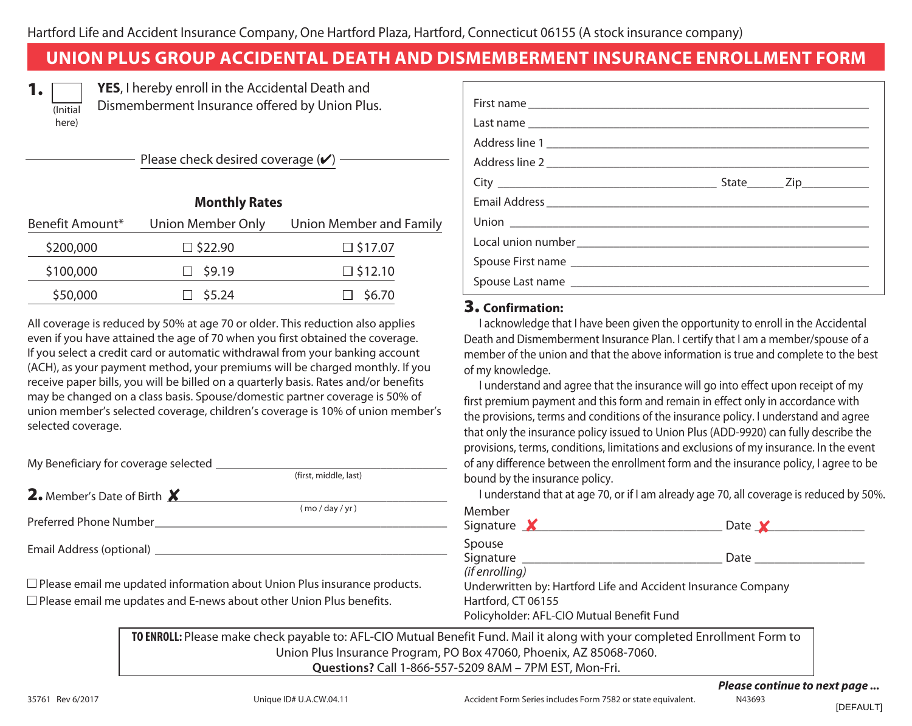Hartford Life and Accident Insurance Company, One Hartford Plaza, Hartford, Connecticut 06155 (A stock insurance company)

# UNION PLUS GROUP ACCIDENTAL DEATH AND DISMEMBERMENT INSURANCE ENROLLMENT FORM

**1.** ☐ (Initial here) **YES**, I hereby enroll in the Accidental Death and Dismemberment Insurance offered by Union Plus.

Please check desired coverage (✔)

**Monthly Rates**

| Benefit Amount* | Union Member Only | Union Member and Family |
|---|---|---|
| $200,000 | ☐ $22.90 | ☐ $17.07 |
| $100,000 | ☐ $9.19 | ☐ $12.10 |
| $50,000 | ☐ $5.24 | ☐ $6.70 |

All coverage is reduced by 50% at age 70 or older. This reduction also applies even if you have attained the age of 70 when you first obtained the coverage. If you select a credit card or automatic withdrawal from your banking account (ACH), as your payment method, your premiums will be charged monthly. If you receive paper bills, you will be billed on a quarterly basis. Rates and/or benefits may be changed on a class basis. Spouse/domestic partner coverage is 50% of union member's selected coverage, children's coverage is 10% of union member's selected coverage.

My Beneficiary for coverage selected ______________________________
(first, middle, last)

**2.** Member's Date of Birth ✘ ______________________________
( mo / day / yr )

Preferred Phone Number ______________________________

Email Address (optional) ______________________________

☐ Please email me updated information about Union Plus insurance products.

☐ Please email me updates and E-news about other Union Plus benefits.

First name ______________________________

Last name ______________________________

Address line 1 ______________________________

Address line 2 ______________________________

City ____________________ State______ Zip__________

Email Address ______________________________

Union ______________________________

Local union number ______________________________

Spouse First name ______________________________

Spouse Last name ______________________________

**3. Confirmation:**

I acknowledge that I have been given the opportunity to enroll in the Accidental Death and Dismemberment Insurance Plan. I certify that I am a member/spouse of a member of the union and that the above information is true and complete to the best of my knowledge.

I understand and agree that the insurance will go into effect upon receipt of my first premium payment and this form and remain in effect only in accordance with the provisions, terms and conditions of the insurance policy. I understand and agree that only the insurance policy issued to Union Plus (ADD-9920) can fully describe the provisions, terms, conditions, limitations and exclusions of my insurance. In the event of any difference between the enrollment form and the insurance policy, I agree to be bound by the insurance policy.

I understand that at age 70, or if I am already age 70, all coverage is reduced by 50%.

Member Signature ✘ ______________________________ Date ✘ ______________

Spouse Signature ______________________________ Date ______________
*(if enrolling)*

Underwritten by: Hartford Life and Accident Insurance Company
Hartford, CT 06155
Policyholder: AFL-CIO Mutual Benefit Fund

**TO ENROLL:** Please make check payable to: AFL-CIO Mutual Benefit Fund. Mail it along with your completed Enrollment Form to Union Plus Insurance Program, PO Box 47060, Phoenix, AZ 85068-7060.
**Questions?** Call 1-866-557-5209 8AM – 7PM EST, Mon-Fri.

***Please continue to next page ...***

35761 Rev 6/2017 Unique ID# U.A.CW.04.11 Accident Form Series includes Form 7582 or state equivalent. N43693 [DEFAULT]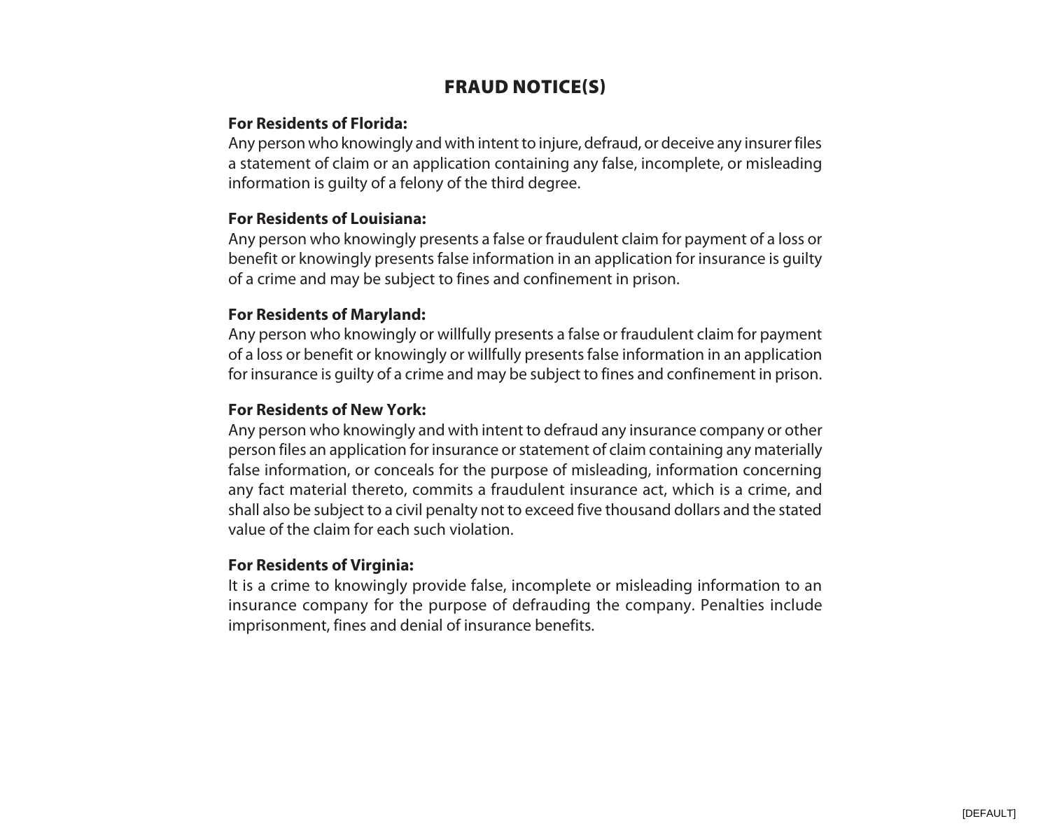## FRAUD NOTICE(S)

**For Residents of Florida:**
Any person who knowingly and with intent to injure, defraud, or deceive any insurer files a statement of claim or an application containing any false, incomplete, or misleading information is guilty of a felony of the third degree.

**For Residents of Louisiana:**
Any person who knowingly presents a false or fraudulent claim for payment of a loss or benefit or knowingly presents false information in an application for insurance is guilty of a crime and may be subject to fines and confinement in prison.

**For Residents of Maryland:**
Any person who knowingly or willfully presents a false or fraudulent claim for payment of a loss or benefit or knowingly or willfully presents false information in an application for insurance is guilty of a crime and may be subject to fines and confinement in prison.

**For Residents of New York:**
Any person who knowingly and with intent to defraud any insurance company or other person files an application for insurance or statement of claim containing any materially false information, or conceals for the purpose of misleading, information concerning any fact material thereto, commits a fraudulent insurance act, which is a crime, and shall also be subject to a civil penalty not to exceed five thousand dollars and the stated value of the claim for each such violation.

**For Residents of Virginia:**
It is a crime to knowingly provide false, incomplete or misleading information to an insurance company for the purpose of defrauding the company. Penalties include imprisonment, fines and denial of insurance benefits.

[DEFAULT]